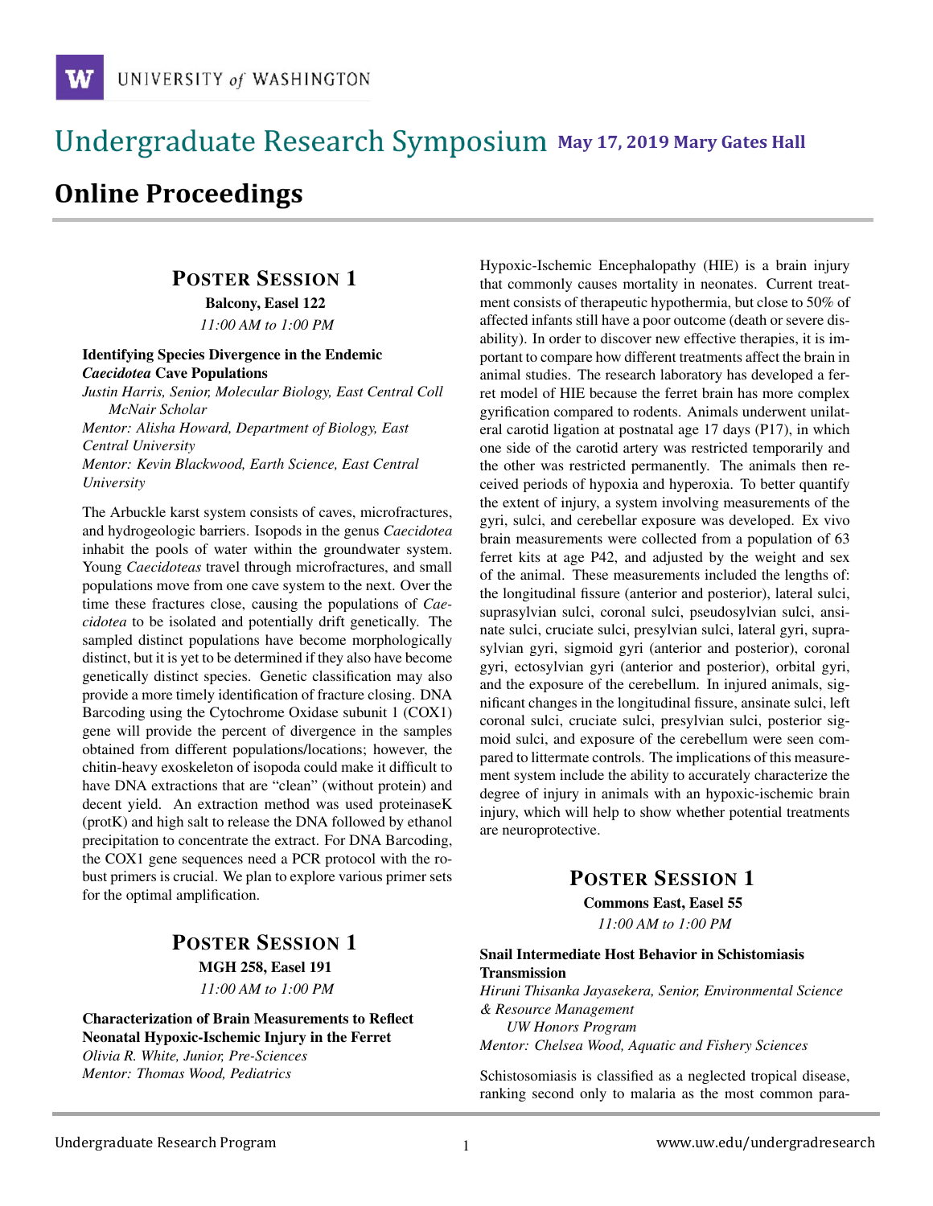# Undergraduate Research Symposium May 17, 2019 Mary Gates Hall

## Online Proceedings

### Poster Session 1

**Balcony, Easel 122**

*11:00 AM to 1:00 PM*

**Identifying Species Divergence in the Endemic *Caecidotea* Cave Populations**

*Justin Harris, Senior, Molecular Biology, East Central Coll McNair Scholar*
*Mentor: Alisha Howard, Department of Biology, East Central University*
*Mentor: Kevin Blackwood, Earth Science, East Central University*

The Arbuckle karst system consists of caves, microfractures, and hydrogeologic barriers. Isopods in the genus *Caecidotea* inhabit the pools of water within the groundwater system. Young *Caecidoteas* travel through microfractures, and small populations move from one cave system to the next. Over the time these fractures close, causing the populations of *Caecidotea* to be isolated and potentially drift genetically. The sampled distinct populations have become morphologically distinct, but it is yet to be determined if they also have become genetically distinct species. Genetic classification may also provide a more timely identification of fracture closing. DNA Barcoding using the Cytochrome Oxidase subunit 1 (COX1) gene will provide the percent of divergence in the samples obtained from different populations/locations; however, the chitin-heavy exoskeleton of isopoda could make it difficult to have DNA extractions that are "clean" (without protein) and decent yield. An extraction method was used proteinaseK (protK) and high salt to release the DNA followed by ethanol precipitation to concentrate the extract. For DNA Barcoding, the COX1 gene sequences need a PCR protocol with the robust primers is crucial. We plan to explore various primer sets for the optimal amplification.

### Poster Session 1

**MGH 258, Easel 191**

*11:00 AM to 1:00 PM*

**Characterization of Brain Measurements to Reflect Neonatal Hypoxic-Ischemic Injury in the Ferret**

*Olivia R. White, Junior, Pre-Sciences*
*Mentor: Thomas Wood, Pediatrics*

Hypoxic-Ischemic Encephalopathy (HIE) is a brain injury that commonly causes mortality in neonates. Current treatment consists of therapeutic hypothermia, but close to 50% of affected infants still have a poor outcome (death or severe disability). In order to discover new effective therapies, it is important to compare how different treatments affect the brain in animal studies. The research laboratory has developed a ferret model of HIE because the ferret brain has more complex gyrification compared to rodents. Animals underwent unilateral carotid ligation at postnatal age 17 days (P17), in which one side of the carotid artery was restricted temporarily and the other was restricted permanently. The animals then received periods of hypoxia and hyperoxia. To better quantify the extent of injury, a system involving measurements of the gyri, sulci, and cerebellar exposure was developed. Ex vivo brain measurements were collected from a population of 63 ferret kits at age P42, and adjusted by the weight and sex of the animal. These measurements included the lengths of: the longitudinal fissure (anterior and posterior), lateral sulci, suprasylvian sulci, coronal sulci, pseudosylvian sulci, ansinate sulci, cruciate sulci, presylvian sulci, lateral gyri, suprasylvian gyri, sigmoid gyri (anterior and posterior), coronal gyri, ectosylvian gyri (anterior and posterior), orbital gyri, and the exposure of the cerebellum. In injured animals, significant changes in the longitudinal fissure, ansinate sulci, left coronal sulci, cruciate sulci, presylvian sulci, posterior sigmoid sulci, and exposure of the cerebellum were seen compared to littermate controls. The implications of this measurement system include the ability to accurately characterize the degree of injury in animals with an hypoxic-ischemic brain injury, which will help to show whether potential treatments are neuroprotective.

### Poster Session 1

**Commons East, Easel 55**

*11:00 AM to 1:00 PM*

**Snail Intermediate Host Behavior in Schistomiasis Transmission**

*Hiruni Thisanka Jayasekera, Senior, Environmental Science & Resource Management UW Honors Program*
*Mentor: Chelsea Wood, Aquatic and Fishery Sciences*

Schistosomiasis is classified as a neglected tropical disease, ranking second only to malaria as the most common para-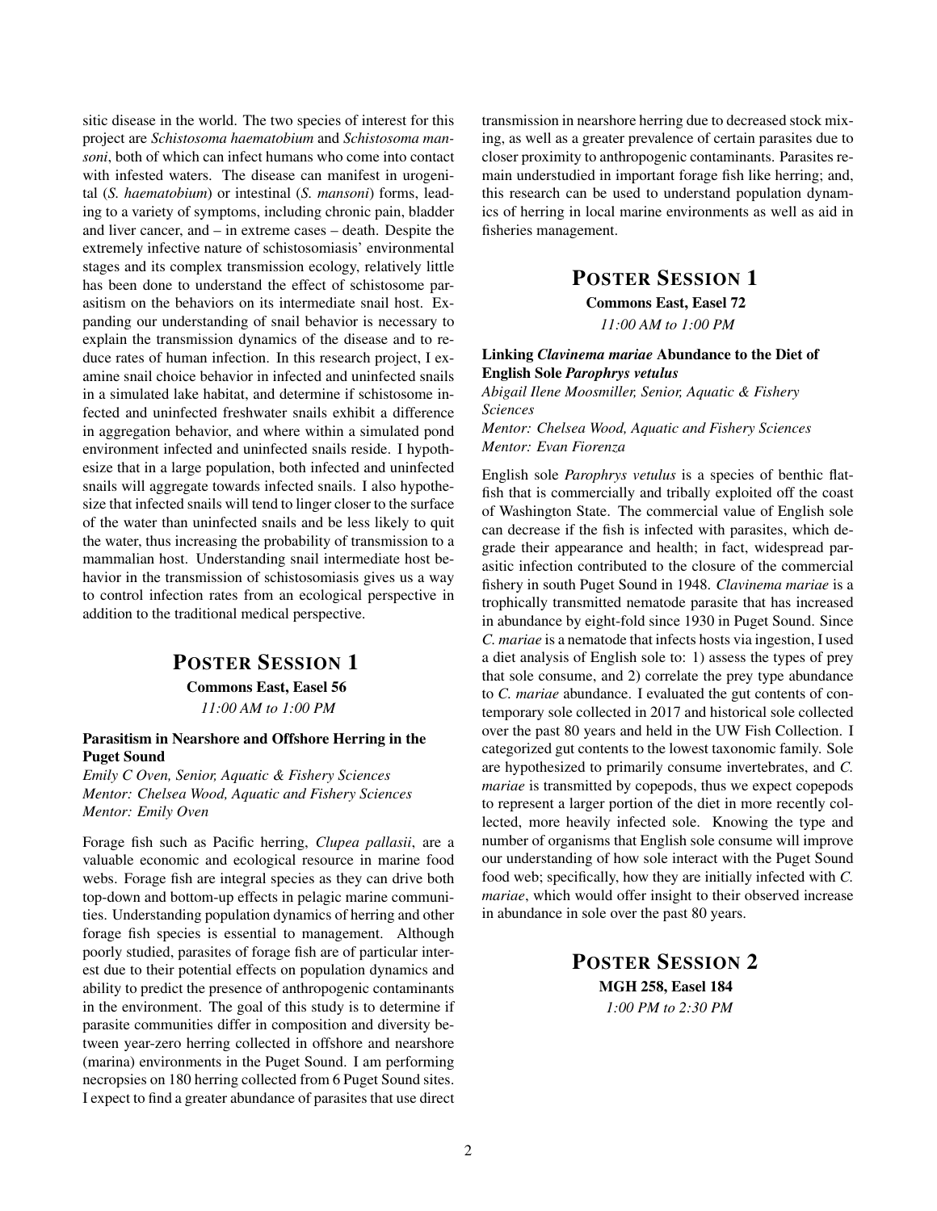sitic disease in the world. The two species of interest for this project are *Schistosoma haematobium* and *Schistosoma mansoni*, both of which can infect humans who come into contact with infested waters. The disease can manifest in urogenital (*S. haematobium*) or intestinal (*S. mansoni*) forms, leading to a variety of symptoms, including chronic pain, bladder and liver cancer, and – in extreme cases – death. Despite the extremely infective nature of schistosomiasis' environmental stages and its complex transmission ecology, relatively little has been done to understand the effect of schistosome parasitism on the behaviors on its intermediate snail host. Expanding our understanding of snail behavior is necessary to explain the transmission dynamics of the disease and to reduce rates of human infection. In this research project, I examine snail choice behavior in infected and uninfected snails in a simulated lake habitat, and determine if schistosome infected and uninfected freshwater snails exhibit a difference in aggregation behavior, and where within a simulated pond environment infected and uninfected snails reside. I hypothesize that in a large population, both infected and uninfected snails will aggregate towards infected snails. I also hypothesize that infected snails will tend to linger closer to the surface of the water than uninfected snails and be less likely to quit the water, thus increasing the probability of transmission to a mammalian host. Understanding snail intermediate host behavior in the transmission of schistosomiasis gives us a way to control infection rates from an ecological perspective in addition to the traditional medical perspective.

## POSTER SESSION 1

**Commons East, Easel 56**

*11:00 AM to 1:00 PM*

### Parasitism in Nearshore and Offshore Herring in the Puget Sound

*Emily C Oven, Senior, Aquatic & Fishery Sciences*
*Mentor: Chelsea Wood, Aquatic and Fishery Sciences*
*Mentor: Emily Oven*

Forage fish such as Pacific herring, *Clupea pallasii*, are a valuable economic and ecological resource in marine food webs. Forage fish are integral species as they can drive both top-down and bottom-up effects in pelagic marine communities. Understanding population dynamics of herring and other forage fish species is essential to management. Although poorly studied, parasites of forage fish are of particular interest due to their potential effects on population dynamics and ability to predict the presence of anthropogenic contaminants in the environment. The goal of this study is to determine if parasite communities differ in composition and diversity between year-zero herring collected in offshore and nearshore (marina) environments in the Puget Sound. I am performing necropsies on 180 herring collected from 6 Puget Sound sites. I expect to find a greater abundance of parasites that use direct transmission in nearshore herring due to decreased stock mixing, as well as a greater prevalence of certain parasites due to closer proximity to anthropogenic contaminants. Parasites remain understudied in important forage fish like herring; and, this research can be used to understand population dynamics of herring in local marine environments as well as aid in fisheries management.

## POSTER SESSION 1

**Commons East, Easel 72**

*11:00 AM to 1:00 PM*

### Linking *Clavinema mariae* Abundance to the Diet of English Sole *Parophrys vetulus*

*Abigail Ilene Moosmiller, Senior, Aquatic & Fishery Sciences*
*Mentor: Chelsea Wood, Aquatic and Fishery Sciences*
*Mentor: Evan Fiorenza*

English sole *Parophrys vetulus* is a species of benthic flatfish that is commercially and tribally exploited off the coast of Washington State. The commercial value of English sole can decrease if the fish is infected with parasites, which degrade their appearance and health; in fact, widespread parasitic infection contributed to the closure of the commercial fishery in south Puget Sound in 1948. *Clavinema mariae* is a trophically transmitted nematode parasite that has increased in abundance by eight-fold since 1930 in Puget Sound. Since *C. mariae* is a nematode that infects hosts via ingestion, I used a diet analysis of English sole to: 1) assess the types of prey that sole consume, and 2) correlate the prey type abundance to *C. mariae* abundance. I evaluated the gut contents of contemporary sole collected in 2017 and historical sole collected over the past 80 years and held in the UW Fish Collection. I categorized gut contents to the lowest taxonomic family. Sole are hypothesized to primarily consume invertebrates, and *C. mariae* is transmitted by copepods, thus we expect copepods to represent a larger portion of the diet in more recently collected, more heavily infected sole. Knowing the type and number of organisms that English sole consume will improve our understanding of how sole interact with the Puget Sound food web; specifically, how they are initially infected with *C. mariae*, which would offer insight to their observed increase in abundance in sole over the past 80 years.

## POSTER SESSION 2

**MGH 258, Easel 184**

*1:00 PM to 2:30 PM*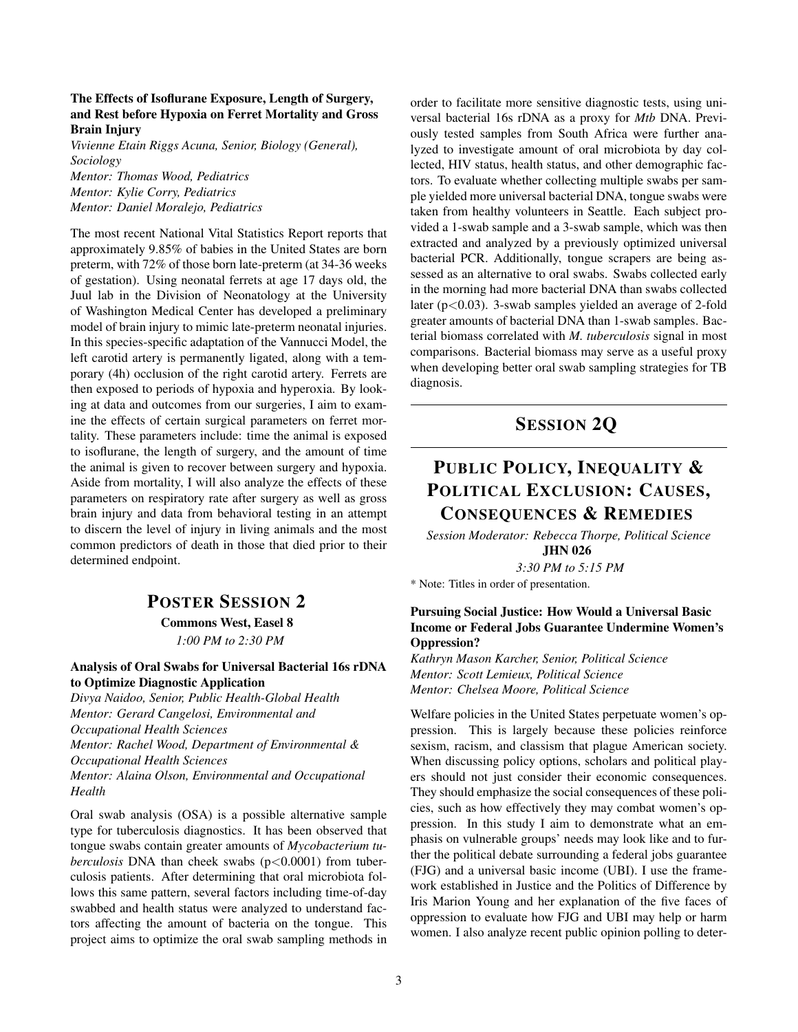### The Effects of Isoflurane Exposure, Length of Surgery, and Rest before Hypoxia on Ferret Mortality and Gross Brain Injury

*Vivienne Etain Riggs Acuna, Senior, Biology (General), Sociology*
*Mentor: Thomas Wood, Pediatrics*
*Mentor: Kylie Corry, Pediatrics*
*Mentor: Daniel Moralejo, Pediatrics*

The most recent National Vital Statistics Report reports that approximately 9.85% of babies in the United States are born preterm, with 72% of those born late-preterm (at 34-36 weeks of gestation). Using neonatal ferrets at age 17 days old, the Juul lab in the Division of Neonatology at the University of Washington Medical Center has developed a preliminary model of brain injury to mimic late-preterm neonatal injuries. In this species-specific adaptation of the Vannucci Model, the left carotid artery is permanently ligated, along with a temporary (4h) occlusion of the right carotid artery. Ferrets are then exposed to periods of hypoxia and hyperoxia. By looking at data and outcomes from our surgeries, I aim to examine the effects of certain surgical parameters on ferret mortality. These parameters include: time the animal is exposed to isoflurane, the length of surgery, and the amount of time the animal is given to recover between surgery and hypoxia. Aside from mortality, I will also analyze the effects of these parameters on respiratory rate after surgery as well as gross brain injury and data from behavioral testing in an attempt to discern the level of injury in living animals and the most common predictors of death in those that died prior to their determined endpoint.

## POSTER SESSION 2

**Commons West, Easel 8**

*1:00 PM to 2:30 PM*

### Analysis of Oral Swabs for Universal Bacterial 16s rDNA to Optimize Diagnostic Application

*Divya Naidoo, Senior, Public Health-Global Health*
*Mentor: Gerard Cangelosi, Environmental and Occupational Health Sciences*
*Mentor: Rachel Wood, Department of Environmental & Occupational Health Sciences*
*Mentor: Alaina Olson, Environmental and Occupational Health*

Oral swab analysis (OSA) is a possible alternative sample type for tuberculosis diagnostics. It has been observed that tongue swabs contain greater amounts of *Mycobacterium tuberculosis* DNA than cheek swabs ($p<0.0001$) from tuberculosis patients. After determining that oral microbiota follows this same pattern, several factors including time-of-day swabbed and health status were analyzed to understand factors affecting the amount of bacteria on the tongue. This project aims to optimize the oral swab sampling methods in order to facilitate more sensitive diagnostic tests, using universal bacterial 16s rDNA as a proxy for *Mtb* DNA. Previously tested samples from South Africa were further analyzed to investigate amount of oral microbiota by day collected, HIV status, health status, and other demographic factors. To evaluate whether collecting multiple swabs per sample yielded more universal bacterial DNA, tongue swabs were taken from healthy volunteers in Seattle. Each subject provided a 1-swab sample and a 3-swab sample, which was then extracted and analyzed by a previously optimized universal bacterial PCR. Additionally, tongue scrapers are being assessed as an alternative to oral swabs. Swabs collected early in the morning had more bacterial DNA than swabs collected later ($p<0.03$). 3-swab samples yielded an average of 2-fold greater amounts of bacterial DNA than 1-swab samples. Bacterial biomass correlated with *M. tuberculosis* signal in most comparisons. Bacterial biomass may serve as a useful proxy when developing better oral swab sampling strategies for TB diagnosis.

---

## SESSION 2Q

---

## PUBLIC POLICY, INEQUALITY & POLITICAL EXCLUSION: CAUSES, CONSEQUENCES & REMEDIES

*Session Moderator: Rebecca Thorpe, Political Science*

**JHN 026**

*3:30 PM to 5:15 PM*

* Note: Titles in order of presentation.

### Pursuing Social Justice: How Would a Universal Basic Income or Federal Jobs Guarantee Undermine Women's Oppression?

*Kathryn Mason Karcher, Senior, Political Science*
*Mentor: Scott Lemieux, Political Science*
*Mentor: Chelsea Moore, Political Science*

Welfare policies in the United States perpetuate women's oppression. This is largely because these policies reinforce sexism, racism, and classism that plague American society. When discussing policy options, scholars and political players should not just consider their economic consequences. They should emphasize the social consequences of these policies, such as how effectively they may combat women's oppression. In this study I aim to demonstrate what an emphasis on vulnerable groups' needs may look like and to further the political debate surrounding a federal jobs guarantee (FJG) and a universal basic income (UBI). I use the framework established in Justice and the Politics of Difference by Iris Marion Young and her explanation of the five faces of oppression to evaluate how FJG and UBI may help or harm women. I also analyze recent public opinion polling to deter-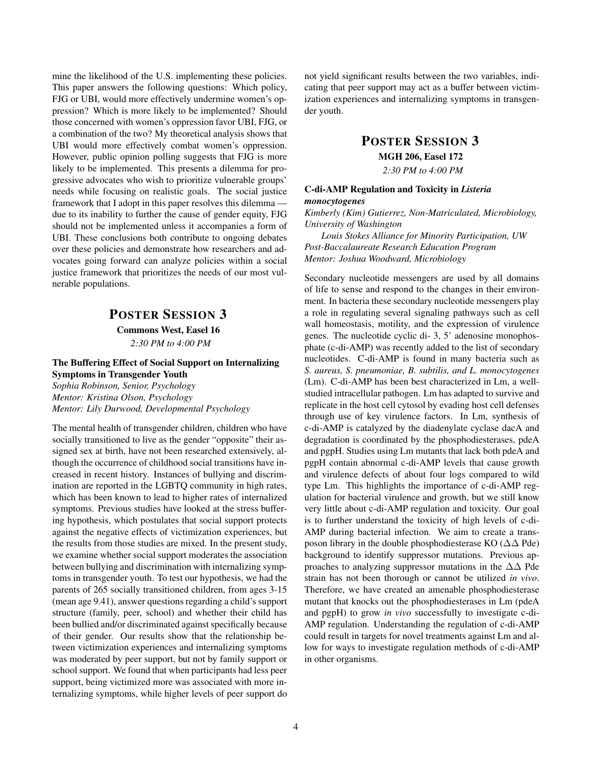mine the likelihood of the U.S. implementing these policies. This paper answers the following questions: Which policy, FJG or UBI, would more effectively undermine women's oppression? Which is more likely to be implemented? Should those concerned with women's oppression favor UBI, FJG, or a combination of the two? My theoretical analysis shows that UBI would more effectively combat women's oppression. However, public opinion polling suggests that FJG is more likely to be implemented. This presents a dilemma for progressive advocates who wish to prioritize vulnerable groups' needs while focusing on realistic goals. The social justice framework that I adopt in this paper resolves this dilemma — due to its inability to further the cause of gender equity, FJG should not be implemented unless it accompanies a form of UBI. These conclusions both contribute to ongoing debates over these policies and demonstrate how researchers and advocates going forward can analyze policies within a social justice framework that prioritizes the needs of our most vulnerable populations.

## POSTER SESSION 3

**Commons West, Easel 16**

*2:30 PM to 4:00 PM*

### The Buffering Effect of Social Support on Internalizing Symptoms in Transgender Youth

*Sophia Robinson, Senior, Psychology*
*Mentor: Kristina Olson, Psychology*
*Mentor: Lily Durwood, Developmental Psychology*

The mental health of transgender children, children who have socially transitioned to live as the gender "opposite" their assigned sex at birth, have not been researched extensively, although the occurrence of childhood social transitions have increased in recent history. Instances of bullying and discrimination are reported in the LGBTQ community in high rates, which has been known to lead to higher rates of internalized symptoms. Previous studies have looked at the stress buffering hypothesis, which postulates that social support protects against the negative effects of victimization experiences, but the results from those studies are mixed. In the present study, we examine whether social support moderates the association between bullying and discrimination with internalizing symptoms in transgender youth. To test our hypothesis, we had the parents of 265 socially transitioned children, from ages 3-15 (mean age 9.41), answer questions regarding a child's support structure (family, peer, school) and whether their child has been bullied and/or discriminated against specifically because of their gender. Our results show that the relationship between victimization experiences and internalizing symptoms was moderated by peer support, but not by family support or school support. We found that when participants had less peer support, being victimized more was associated with more internalizing symptoms, while higher levels of peer support do not yield significant results between the two variables, indicating that peer support may act as a buffer between victimization experiences and internalizing symptoms in transgender youth.

## POSTER SESSION 3

**MGH 206, Easel 172**

*2:30 PM to 4:00 PM*

### C-di-AMP Regulation and Toxicity in *Listeria monocytogenes*

*Kimberly (Kim) Gutierrez, Non-Matriculated, Microbiology, University of Washington*
*Louis Stokes Alliance for Minority Participation, UW Post-Baccalaureate Research Education Program*
*Mentor: Joshua Woodward, Microbiology*

Secondary nucleotide messengers are used by all domains of life to sense and respond to the changes in their environment. In bacteria these secondary nucleotide messengers play a role in regulating several signaling pathways such as cell wall homeostasis, motility, and the expression of virulence genes. The nucleotide cyclic di- 3, 5' adenosine monophosphate (c-di-AMP) was recently added to the list of secondary nucleotides. C-di-AMP is found in many bacteria such as *S. aureus, S. pneumoniae, B. subtilis, and L. monocytogenes* (Lm). C-di-AMP has been best characterized in Lm, a well-studied intracellular pathogen. Lm has adapted to survive and replicate in the host cell cytosol by evading host cell defenses through use of key virulence factors. In Lm, synthesis of c-di-AMP is catalyzed by the diadenylate cyclase dacA and degradation is coordinated by the phosphodiesterases, pdeA and pgpH. Studies using Lm mutants that lack both pdeA and pgpH contain abnormal c-di-AMP levels that cause growth and virulence defects of about four logs compared to wild type Lm. This highlights the importance of c-di-AMP regulation for bacterial virulence and growth, but we still know very little about c-di-AMP regulation and toxicity. Our goal is to further understand the toxicity of high levels of c-di-AMP during bacterial infection. We aim to create a transposon library in the double phosphodiesterase KO ($\Delta\Delta$ Pde) background to identify suppressor mutations. Previous approaches to analyzing suppressor mutations in the $\Delta\Delta$ Pde strain has not been thorough or cannot be utilized *in vivo*. Therefore, we have created an amenable phosphodiesterase mutant that knocks out the phosphodiesterases in Lm (pdeA and pgpH) to grow *in vivo* successfully to investigate c-di-AMP regulation. Understanding the regulation of c-di-AMP could result in targets for novel treatments against Lm and allow for ways to investigate regulation methods of c-di-AMP in other organisms.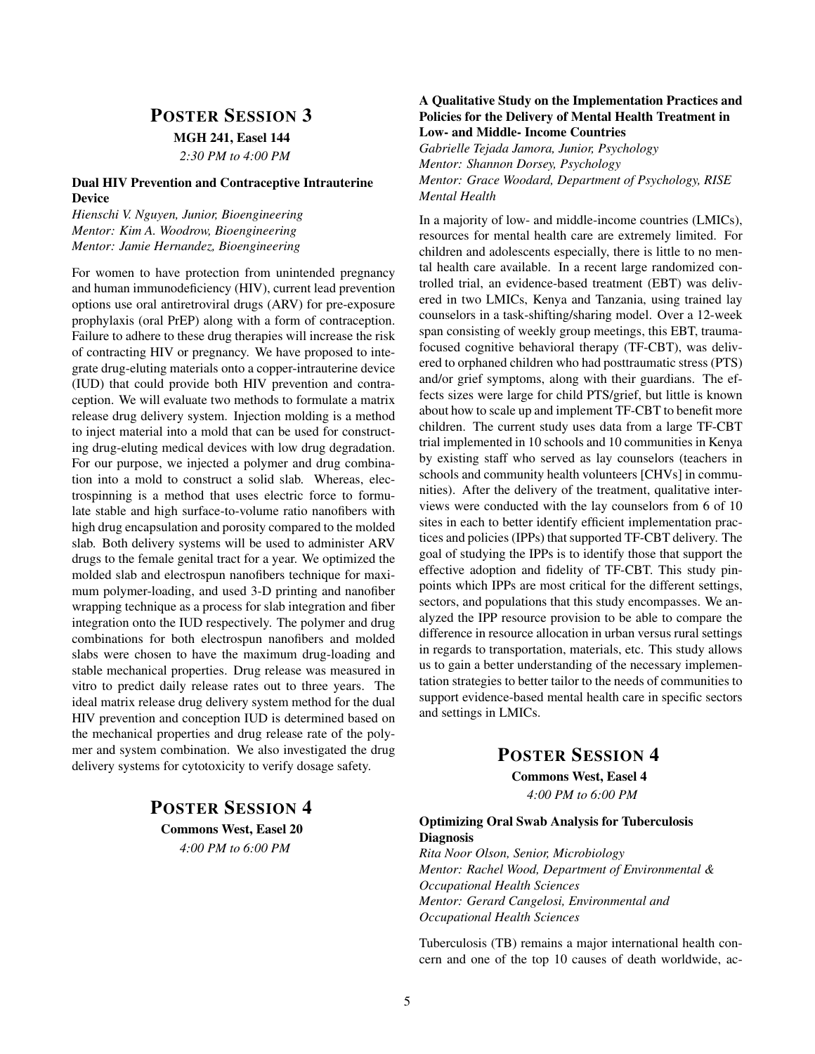## Poster Session 3

**MGH 241, Easel 144**

*2:30 PM to 4:00 PM*

### Dual HIV Prevention and Contraceptive Intrauterine Device

*Hienschi V. Nguyen, Junior, Bioengineering*
*Mentor: Kim A. Woodrow, Bioengineering*
*Mentor: Jamie Hernandez, Bioengineering*

For women to have protection from unintended pregnancy and human immunodeficiency (HIV), current lead prevention options use oral antiretroviral drugs (ARV) for pre-exposure prophylaxis (oral PrEP) along with a form of contraception. Failure to adhere to these drug therapies will increase the risk of contracting HIV or pregnancy. We have proposed to integrate drug-eluting materials onto a copper-intrauterine device (IUD) that could provide both HIV prevention and contraception. We will evaluate two methods to formulate a matrix release drug delivery system. Injection molding is a method to inject material into a mold that can be used for constructing drug-eluting medical devices with low drug degradation. For our purpose, we injected a polymer and drug combination into a mold to construct a solid slab. Whereas, electrospinning is a method that uses electric force to formulate stable and high surface-to-volume ratio nanofibers with high drug encapsulation and porosity compared to the molded slab. Both delivery systems will be used to administer ARV drugs to the female genital tract for a year. We optimized the molded slab and electrospun nanofibers technique for maximum polymer-loading, and used 3-D printing and nanofiber wrapping technique as a process for slab integration and fiber integration onto the IUD respectively. The polymer and drug combinations for both electrospun nanofibers and molded slabs were chosen to have the maximum drug-loading and stable mechanical properties. Drug release was measured in vitro to predict daily release rates out to three years. The ideal matrix release drug delivery system method for the dual HIV prevention and conception IUD is determined based on the mechanical properties and drug release rate of the polymer and system combination. We also investigated the drug delivery systems for cytotoxicity to verify dosage safety.

## Poster Session 4

**Commons West, Easel 20**

*4:00 PM to 6:00 PM*

### A Qualitative Study on the Implementation Practices and Policies for the Delivery of Mental Health Treatment in Low- and Middle- Income Countries

*Gabrielle Tejada Jamora, Junior, Psychology*
*Mentor: Shannon Dorsey, Psychology*
*Mentor: Grace Woodard, Department of Psychology, RISE Mental Health*

In a majority of low- and middle-income countries (LMICs), resources for mental health care are extremely limited. For children and adolescents especially, there is little to no mental health care available. In a recent large randomized controlled trial, an evidence-based treatment (EBT) was delivered in two LMICs, Kenya and Tanzania, using trained lay counselors in a task-shifting/sharing model. Over a 12-week span consisting of weekly group meetings, this EBT, trauma-focused cognitive behavioral therapy (TF-CBT), was delivered to orphaned children who had posttraumatic stress (PTS) and/or grief symptoms, along with their guardians. The effects sizes were large for child PTS/grief, but little is known about how to scale up and implement TF-CBT to benefit more children. The current study uses data from a large TF-CBT trial implemented in 10 schools and 10 communities in Kenya by existing staff who served as lay counselors (teachers in schools and community health volunteers [CHVs] in communities). After the delivery of the treatment, qualitative interviews were conducted with the lay counselors from 6 of 10 sites in each to better identify efficient implementation practices and policies (IPPs) that supported TF-CBT delivery. The goal of studying the IPPs is to identify those that support the effective adoption and fidelity of TF-CBT. This study pinpoints which IPPs are most critical for the different settings, sectors, and populations that this study encompasses. We analyzed the IPP resource provision to be able to compare the difference in resource allocation in urban versus rural settings in regards to transportation, materials, etc. This study allows us to gain a better understanding of the necessary implementation strategies to better tailor to the needs of communities to support evidence-based mental health care in specific sectors and settings in LMICs.

## Poster Session 4

**Commons West, Easel 4**

*4:00 PM to 6:00 PM*

### Optimizing Oral Swab Analysis for Tuberculosis Diagnosis

*Rita Noor Olson, Senior, Microbiology*
*Mentor: Rachel Wood, Department of Environmental & Occupational Health Sciences*
*Mentor: Gerard Cangelosi, Environmental and Occupational Health Sciences*

Tuberculosis (TB) remains a major international health concern and one of the top 10 causes of death worldwide, ac-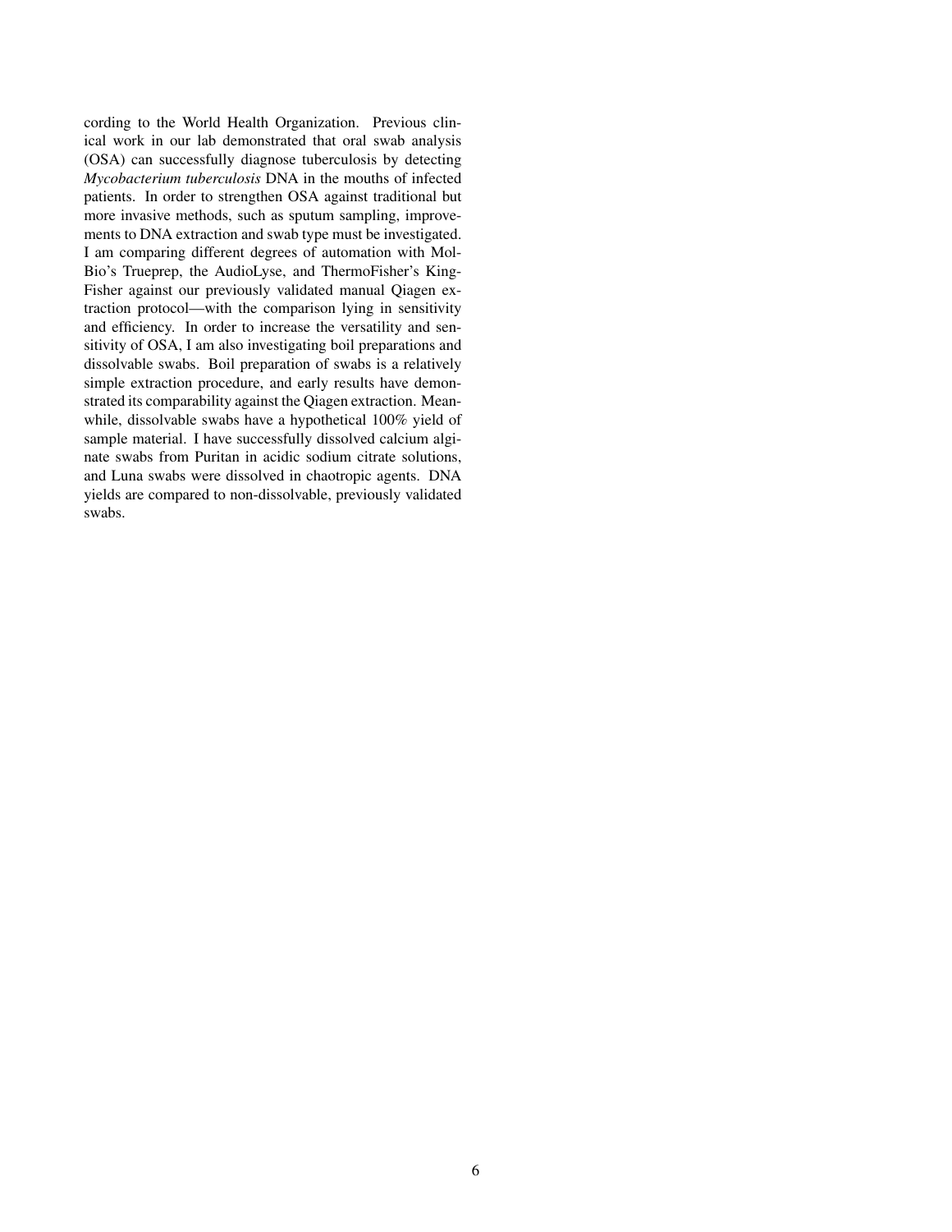cording to the World Health Organization. Previous clinical work in our lab demonstrated that oral swab analysis (OSA) can successfully diagnose tuberculosis by detecting *Mycobacterium tuberculosis* DNA in the mouths of infected patients. In order to strengthen OSA against traditional but more invasive methods, such as sputum sampling, improvements to DNA extraction and swab type must be investigated. I am comparing different degrees of automation with MolBio's Trueprep, the AudioLyse, and ThermoFisher's KingFisher against our previously validated manual Qiagen extraction protocol—with the comparison lying in sensitivity and efficiency. In order to increase the versatility and sensitivity of OSA, I am also investigating boil preparations and dissolvable swabs. Boil preparation of swabs is a relatively simple extraction procedure, and early results have demonstrated its comparability against the Qiagen extraction. Meanwhile, dissolvable swabs have a hypothetical 100% yield of sample material. I have successfully dissolved calcium alginate swabs from Puritan in acidic sodium citrate solutions, and Luna swabs were dissolved in chaotropic agents. DNA yields are compared to non-dissolvable, previously validated swabs.